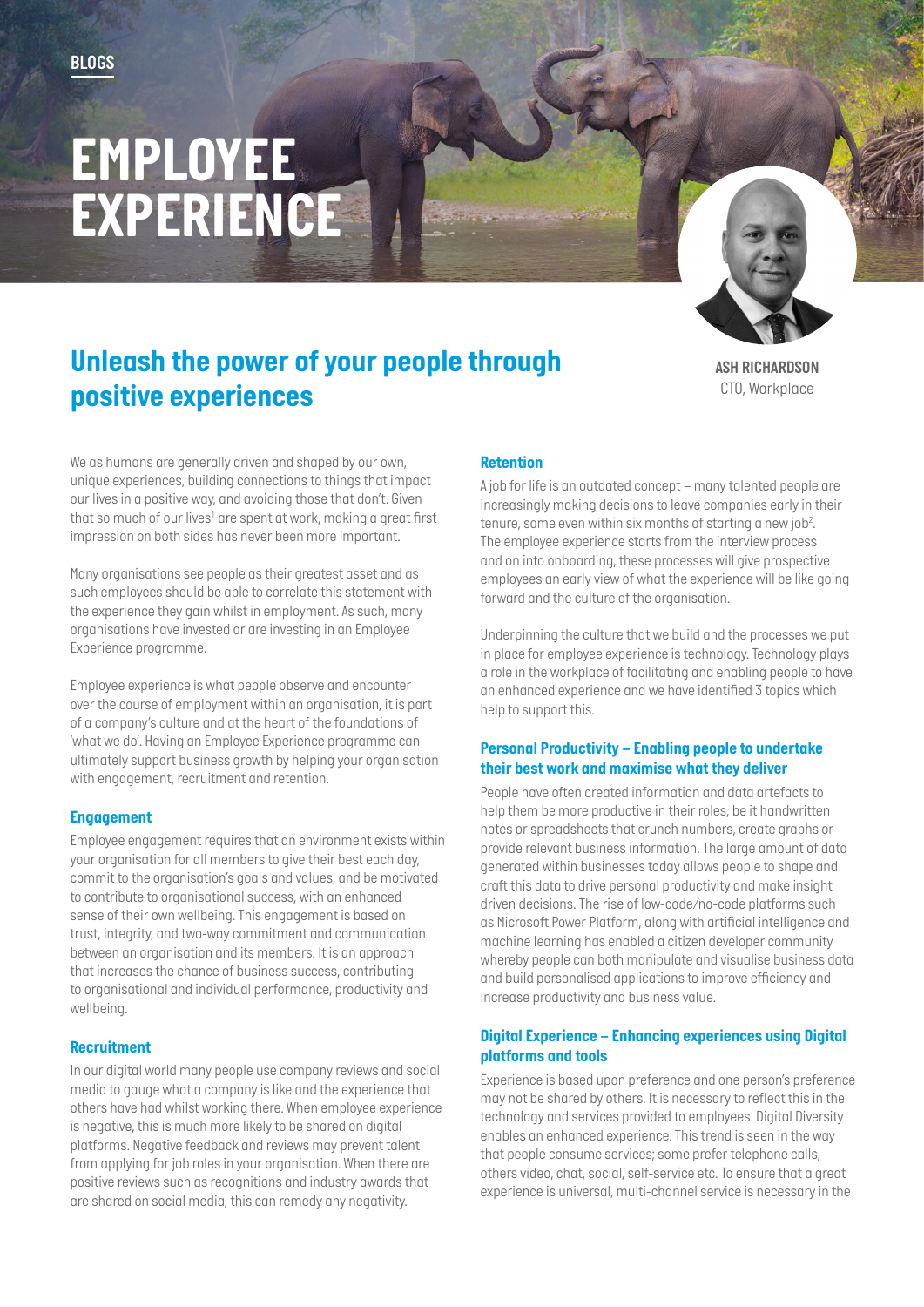BLOGS

# EMPLOYEE EXPERIENCE

## Unleash the power of your people through positive experiences

**ASH RICHARDSON**
CTO, Workplace

We as humans are generally driven and shaped by our own, unique experiences, building connections to things that impact our lives in a positive way, and avoiding those that don't. Given that so much of our lives[1] are spent at work, making a great first impression on both sides has never been more important.

Many organisations see people as their greatest asset and as such employees should be able to correlate this statement with the experience they gain whilst in employment. As such, many organisations have invested or are investing in an Employee Experience programme.

Employee experience is what people observe and encounter over the course of employment within an organisation, it is part of a company's culture and at the heart of the foundations of 'what we do'. Having an Employee Experience programme can ultimately support business growth by helping your organisation with engagement, recruitment and retention.

### Engagement

Employee engagement requires that an environment exists within your organisation for all members to give their best each day, commit to the organisation's goals and values, and be motivated to contribute to organisational success, with an enhanced sense of their own wellbeing. This engagement is based on trust, integrity, and two-way commitment and communication between an organisation and its members. It is an approach that increases the chance of business success, contributing to organisational and individual performance, productivity and wellbeing.

### Recruitment

In our digital world many people use company reviews and social media to gauge what a company is like and the experience that others have had whilst working there. When employee experience is negative, this is much more likely to be shared on digital platforms. Negative feedback and reviews may prevent talent from applying for job roles in your organisation. When there are positive reviews such as recognitions and industry awards that are shared on social media, this can remedy any negativity.

### Retention

A job for life is an outdated concept – many talented people are increasingly making decisions to leave companies early in their tenure, some even within six months of starting a new job[2]. The employee experience starts from the interview process and on into onboarding, these processes will give prospective employees an early view of what the experience will be like going forward and the culture of the organisation.

Underpinning the culture that we build and the processes we put in place for employee experience is technology. Technology plays a role in the workplace of facilitating and enabling people to have an enhanced experience and we have identified 3 topics which help to support this.

### Personal Productivity – Enabling people to undertake their best work and maximise what they deliver

People have often created information and data artefacts to help them be more productive in their roles, be it handwritten notes or spreadsheets that crunch numbers, create graphs or provide relevant business information. The large amount of data generated within businesses today allows people to shape and craft this data to drive personal productivity and make insight driven decisions. The rise of low-code/no-code platforms such as Microsoft Power Platform, along with artificial intelligence and machine learning has enabled a citizen developer community whereby people can both manipulate and visualise business data and build personalised applications to improve efficiency and increase productivity and business value.

### Digital Experience – Enhancing experiences using Digital platforms and tools

Experience is based upon preference and one person's preference may not be shared by others. It is necessary to reflect this in the technology and services provided to employees. Digital Diversity enables an enhanced experience. This trend is seen in the way that people consume services; some prefer telephone calls, others video, chat, social, self-service etc. To ensure that a great experience is universal, multi-channel service is necessary in the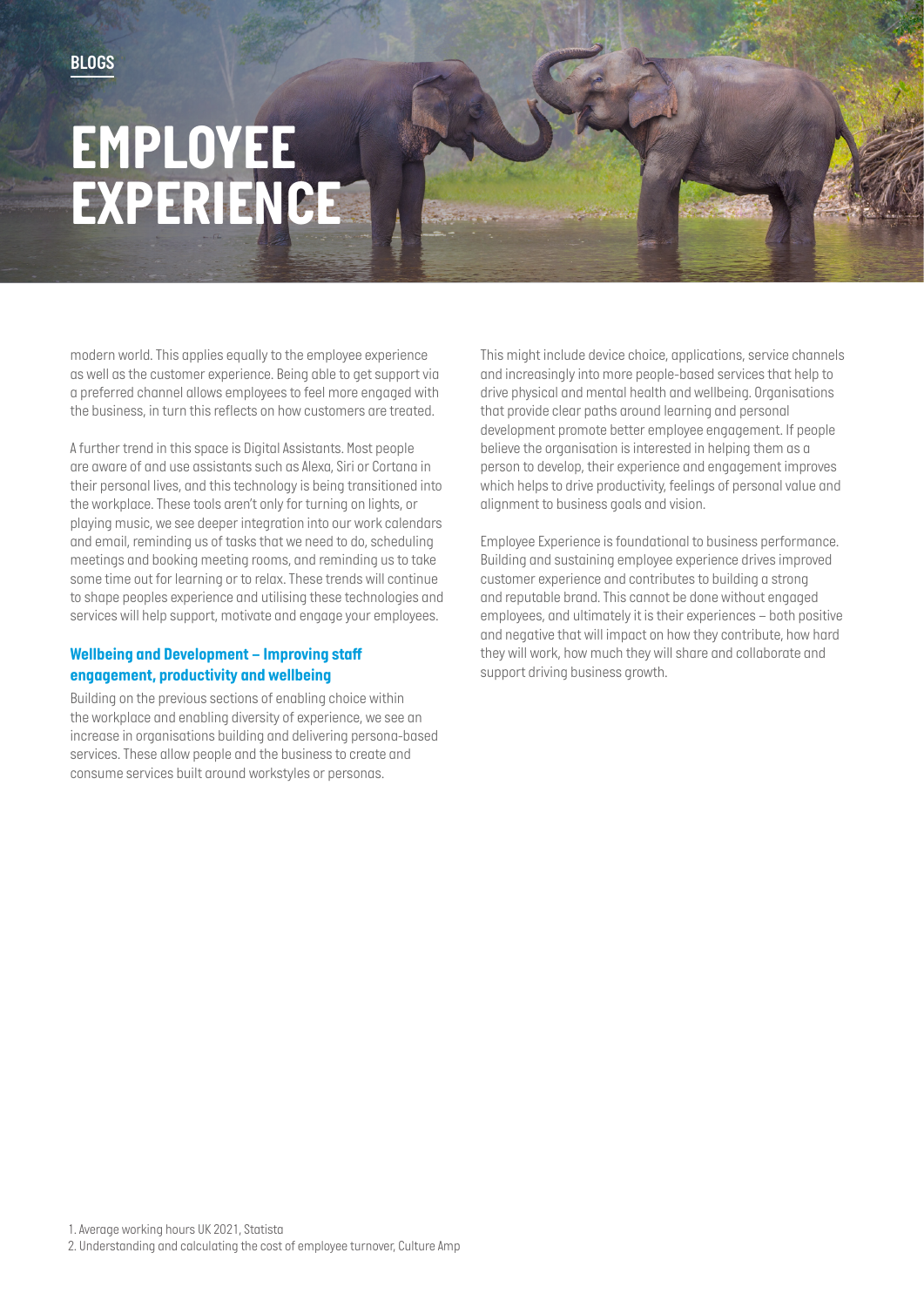BLOGS

# EMPLOYEE EXPERIENCE

modern world. This applies equally to the employee experience as well as the customer experience. Being able to get support via a preferred channel allows employees to feel more engaged with the business, in turn this reflects on how customers are treated.

A further trend in this space is Digital Assistants. Most people are aware of and use assistants such as Alexa, Siri or Cortana in their personal lives, and this technology is being transitioned into the workplace. These tools aren't only for turning on lights, or playing music, we see deeper integration into our work calendars and email, reminding us of tasks that we need to do, scheduling meetings and booking meeting rooms, and reminding us to take some time out for learning or to relax. These trends will continue to shape peoples experience and utilising these technologies and services will help support, motivate and engage your employees.

### Wellbeing and Development – Improving staff engagement, productivity and wellbeing

Building on the previous sections of enabling choice within the workplace and enabling diversity of experience, we see an increase in organisations building and delivering persona-based services. These allow people and the business to create and consume services built around workstyles or personas.

This might include device choice, applications, service channels and increasingly into more people-based services that help to drive physical and mental health and wellbeing. Organisations that provide clear paths around learning and personal development promote better employee engagement. If people believe the organisation is interested in helping them as a person to develop, their experience and engagement improves which helps to drive productivity, feelings of personal value and alignment to business goals and vision.

Employee Experience is foundational to business performance. Building and sustaining employee experience drives improved customer experience and contributes to building a strong and reputable brand. This cannot be done without engaged employees, and ultimately it is their experiences – both positive and negative that will impact on how they contribute, how hard they will work, how much they will share and collaborate and support driving business growth.

1. Average working hours UK 2021, Statista
2. Understanding and calculating the cost of employee turnover, Culture Amp